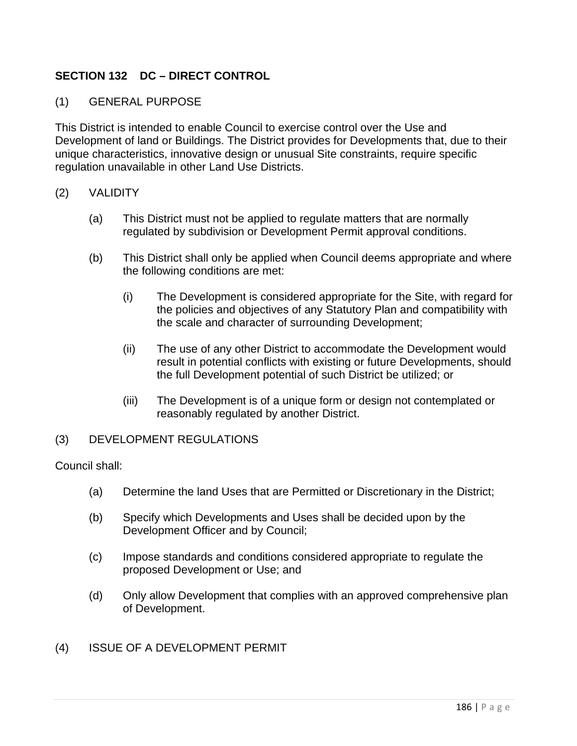## SECTION 132 DC – DIRECT CONTROL

### (1) GENERAL PURPOSE

This District is intended to enable Council to exercise control over the Use and Development of land or Buildings. The District provides for Developments that, due to their unique characteristics, innovative design or unusual Site constraints, require specific regulation unavailable in other Land Use Districts.

### (2) VALIDITY

(a) This District must not be applied to regulate matters that are normally regulated by subdivision or Development Permit approval conditions.

(b) This District shall only be applied when Council deems appropriate and where the following conditions are met:

   (i) The Development is considered appropriate for the Site, with regard for the policies and objectives of any Statutory Plan and compatibility with the scale and character of surrounding Development;

   (ii) The use of any other District to accommodate the Development would result in potential conflicts with existing or future Developments, should the full Development potential of such District be utilized; or

   (iii) The Development is of a unique form or design not contemplated or reasonably regulated by another District.

### (3) DEVELOPMENT REGULATIONS

Council shall:

(a) Determine the land Uses that are Permitted or Discretionary in the District;

(b) Specify which Developments and Uses shall be decided upon by the Development Officer and by Council;

(c) Impose standards and conditions considered appropriate to regulate the proposed Development or Use; and

(d) Only allow Development that complies with an approved comprehensive plan of Development.

### (4) ISSUE OF A DEVELOPMENT PERMIT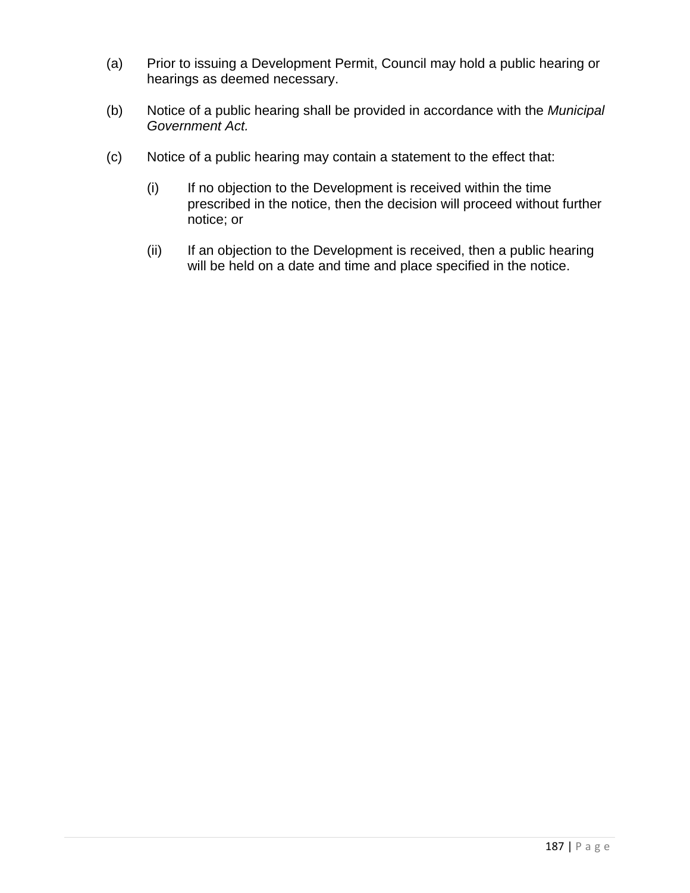(a) Prior to issuing a Development Permit, Council may hold a public hearing or hearings as deemed necessary.

(b) Notice of a public hearing shall be provided in accordance with the *Municipal Government Act.*

(c) Notice of a public hearing may contain a statement to the effect that:

    (i) If no objection to the Development is received within the time prescribed in the notice, then the decision will proceed without further notice; or

    (ii) If an objection to the Development is received, then a public hearing will be held on a date and time and place specified in the notice.